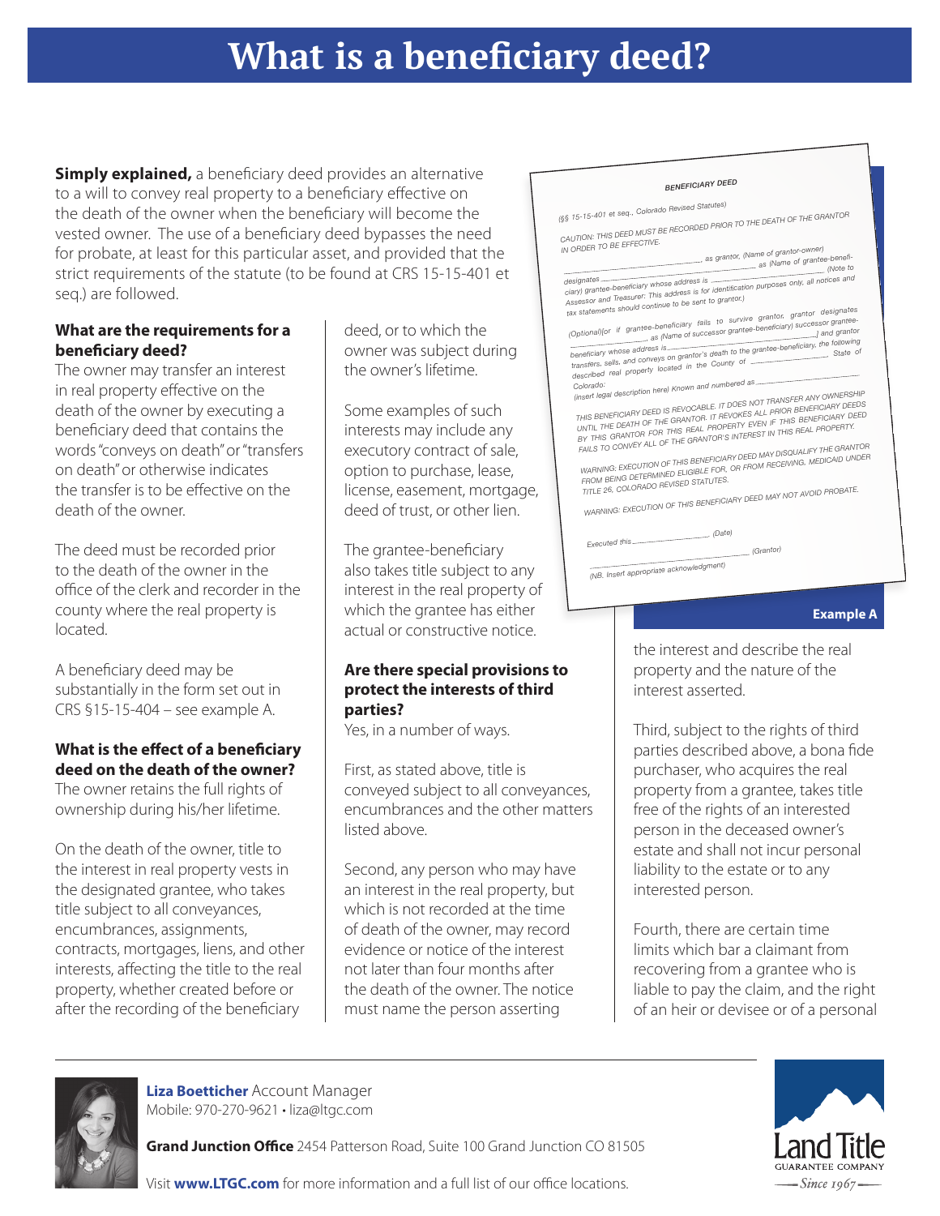# What is a beneficiary deed?

**Simply explained,** a beneficiary deed provides an alternative to a will to convey real property to a beneficiary effective on the death of the owner when the beneficiary will become the vested owner. The use of a beneficiary deed bypasses the need for probate, at least for this particular asset, and provided that the strict requirements of the statute (to be found at CRS 15-15-401 et seq.) are followed.

### What are the requirements for a beneficiary deed?

The owner may transfer an interest in real property effective on the death of the owner by executing a beneficiary deed that contains the words "conveys on death" or "transfers on death" or otherwise indicates the transfer is to be effective on the death of the owner.

The deed must be recorded prior to the death of the owner in the office of the clerk and recorder in the county where the real property is located.

A beneficiary deed may be substantially in the form set out in CRS §15-15-404 – see example A.

### What is the effect of a beneficiary deed on the death of the owner?

The owner retains the full rights of ownership during his/her lifetime.

On the death of the owner, title to the interest in real property vests in the designated grantee, who takes title subject to all conveyances, encumbrances, assignments, contracts, mortgages, liens, and other interests, affecting the title to the real property, whether created before or after the recording of the beneficiary deed, or to which the owner was subject during the owner's lifetime.

Some examples of such interests may include any executory contract of sale, option to purchase, lease, license, easement, mortgage, deed of trust, or other lien.

The grantee-beneficiary also takes title subject to any interest in the real property of which the grantee has either actual or constructive notice.

### Are there special provisions to protect the interests of third parties?

Yes, in a number of ways.

First, as stated above, title is conveyed subject to all conveyances, encumbrances and the other matters listed above.

Second, any person who may have an interest in the real property, but which is not recorded at the time of death of the owner, may record evidence or notice of the interest not later than four months after the death of the owner. The notice must name the person asserting the interest and describe the real property and the nature of the interest asserted.

Third, subject to the rights of third parties described above, a bona fide purchaser, who acquires the real property from a grantee, takes title free of the rights of an interested person in the deceased owner's estate and shall not incur personal liability to the estate or to any interested person.

Fourth, there are certain time limits which bar a claimant from recovering from a grantee who is liable to pay the claim, and the right of an heir or devisee or of a personal

---

**BENEFICIARY DEED**

(§§ 15-15-401 et seq., Colorado Revised Statutes)

CAUTION: THIS DEED MUST BE RECORDED PRIOR TO THE DEATH OF THE GRANTOR IN ORDER TO BE EFFECTIVE.

\_\_\_\_\_\_\_\_\_\_\_\_\_\_\_\_, as grantor, (Name of grantor-owner) designates \_\_\_\_\_\_\_\_\_\_\_\_\_\_\_\_ as (Name of grantee-beneficiary) grantee-beneficiary whose address is \_\_\_\_\_\_\_\_\_\_\_\_\_\_\_\_ (Note to Assessor and Treasurer: This address is for identification purposes only, all notices and tax statements should continue to be sent to grantor.)

(Optional)[or if grantee-beneficiary fails to survive grantor, grantor designates \_\_\_\_\_\_\_\_\_\_\_\_\_\_\_\_, as (Name of successor grantee-beneficiary) successor grantee-beneficiary whose address is \_\_\_\_\_\_\_\_\_\_\_\_\_\_\_\_.] and grantor transfers, sells, and conveys on grantor's death to the grantee-beneficiary, the following described real property located in the County of \_\_\_\_\_\_\_\_\_\_\_\_\_\_\_\_, State of Colorado:

(insert legal description here) Known and numbered as \_\_\_\_\_\_\_\_\_\_\_\_\_\_\_\_

THIS BENEFICIARY DEED IS REVOCABLE. IT DOES NOT TRANSFER ANY OWNERSHIP UNTIL THE DEATH OF THE GRANTOR. IT REVOKES ALL PRIOR BENEFICIARY DEEDS BY THIS GRANTOR FOR THIS REAL PROPERTY EVEN IF THIS BENEFICIARY DEED FAILS TO CONVEY ALL OF THE GRANTOR'S INTEREST IN THIS REAL PROPERTY.

WARNING: EXECUTION OF THIS BENEFICIARY DEED MAY DISQUALIFY THE GRANTOR FROM BEING DETERMINED ELIGIBLE FOR, OR FROM RECEIVING, MEDICAID UNDER TITLE 26, COLORADO REVISED STATUTES.

WARNING: EXECUTION OF THIS BENEFICIARY DEED MAY NOT AVOID PROBATE.

Executed this \_\_\_\_\_\_\_\_\_\_\_\_\_\_\_\_ (Date)

\_\_\_\_\_\_\_\_\_\_\_\_\_\_\_\_ (Grantor)

(NB. Insert appropriate acknowledgment)

**Example A**

---

**Liza Boetticher** Account Manager
Mobile: 970-270-9621 • liza@ltgc.com

**Grand Junction Office** 2454 Patterson Road, Suite 100 Grand Junction CO 81505

Visit **www.LTGC.com** for more information and a full list of our office locations.

Land Title Guarantee Company — Since 1967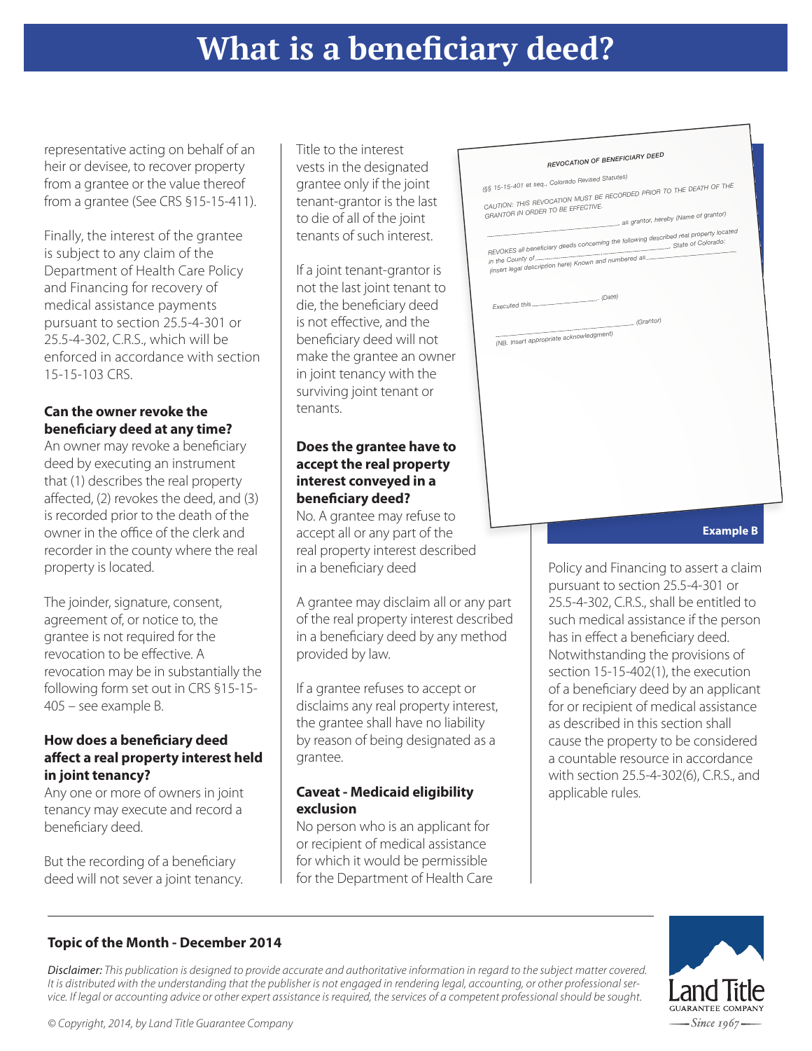# What is a beneficiary deed?

representative acting on behalf of an heir or devisee, to recover property from a grantee or the value thereof from a grantee (See CRS §15-15-411).

Finally, the interest of the grantee is subject to any claim of the Department of Health Care Policy and Financing for recovery of medical assistance payments pursuant to section 25.5-4-301 or 25.5-4-302, C.R.S., which will be enforced in accordance with section 15-15-103 CRS.

**Can the owner revoke the beneficiary deed at any time?**

An owner may revoke a beneficiary deed by executing an instrument that (1) describes the real property affected, (2) revokes the deed, and (3) is recorded prior to the death of the owner in the office of the clerk and recorder in the county where the real property is located.

The joinder, signature, consent, agreement of, or notice to, the grantee is not required for the revocation to be effective. A revocation may be in substantially the following form set out in CRS §15-15-405 – see example B.

**How does a beneficiary deed affect a real property interest held in joint tenancy?**

Any one or more of owners in joint tenancy may execute and record a beneficiary deed.

But the recording of a beneficiary deed will not sever a joint tenancy. Title to the interest vests in the designated grantee only if the joint tenant-grantor is the last to die of all of the joint tenants of such interest.

If a joint tenant-grantor is not the last joint tenant to die, the beneficiary deed is not effective, and the beneficiary deed will not make the grantee an owner in joint tenancy with the surviving joint tenant or tenants.

**Does the grantee have to accept the real property interest conveyed in a beneficiary deed?**

No. A grantee may refuse to accept all or any part of the real property interest described in a beneficiary deed

A grantee may disclaim all or any part of the real property interest described in a beneficiary deed by any method provided by law.

If a grantee refuses to accept or disclaims any real property interest, the grantee shall have no liability by reason of being designated as a grantee.

**Caveat - Medicaid eligibility exclusion**

No person who is an applicant for or recipient of medical assistance for which it would be permissible for the Department of Health Care Policy and Financing to assert a claim pursuant to section 25.5-4-301 or 25.5-4-302, C.R.S., shall be entitled to such medical assistance if the person has in effect a beneficiary deed. Notwithstanding the provisions of section 15-15-402(1), the execution of a beneficiary deed by an applicant for or recipient of medical assistance as described in this section shall cause the property to be considered a countable resource in accordance with section 25.5-4-302(6), C.R.S., and applicable rules.

REVOCATION OF BENEFICIARY DEED

(§§ 15-15-401 et seq., Colorado Revised Statutes)

CAUTION: THIS REVOCATION MUST BE RECORDED PRIOR TO THE DEATH OF THE GRANTOR IN ORDER TO BE EFFECTIVE.

\_\_\_\_\_\_\_\_\_\_\_\_\_\_\_\_, as grantor, hereby (Name of grantor)

REVOKES all beneficiary deeds concerning the following described real property located in the County of \_\_\_\_\_\_\_\_, State of Colorado:
(insert legal description here) Known and numbered as \_\_\_\_\_\_\_\_

Executed this \_\_\_\_\_\_\_\_, (Date)

\_\_\_\_\_\_\_\_\_\_\_\_\_\_\_\_ (Grantor)

(NB. Insert appropriate acknowledgment)

Example B

**Topic of the Month - December 2014**

*Disclaimer: This publication is designed to provide accurate and authoritative information in regard to the subject matter covered. It is distributed with the understanding that the publisher is not engaged in rendering legal, accounting, or other professional service. If legal or accounting advice or other expert assistance is required, the services of a competent professional should be sought.*

*© Copyright, 2014, by Land Title Guarantee Company*

Land Title GUARANTEE COMPANY — Since 1967 —